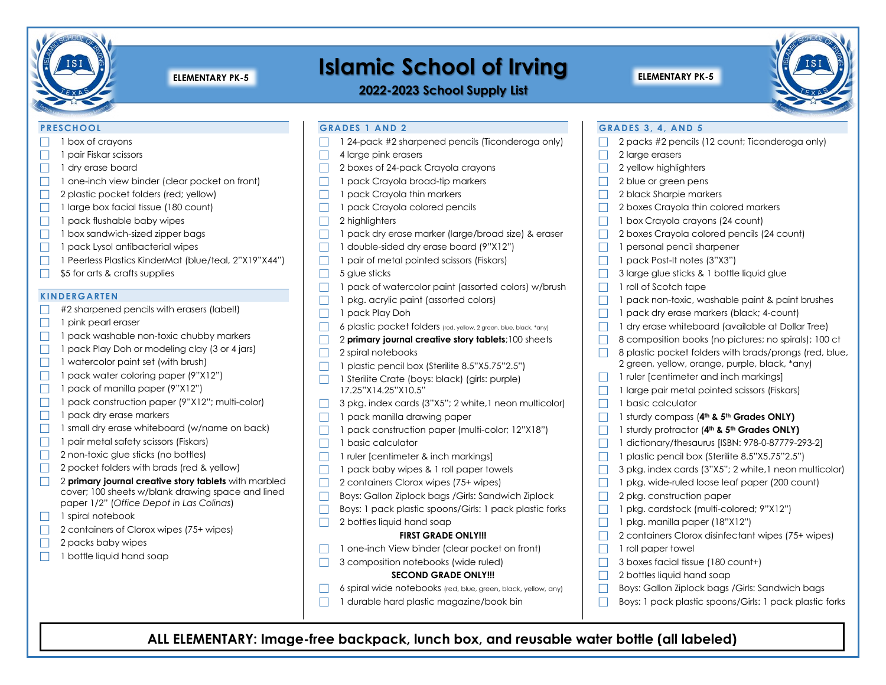# Islamic School of Irving

**ELEMENTARY PK-5**

## 2022-2023 School Supply List

### PRESCHOOL

- 1 box of crayons
- 1 pair Fiskar scissors
- 1 dry erase board
- 1 one-inch view binder (clear pocket on front)
- 2 plastic pocket folders (red; yellow)
- 1 large box facial tissue (180 count)
- 1 pack flushable baby wipes
- 1 box sandwich-sized zipper bags
- 1 pack Lysol antibacterial wipes
- 1 Peerless Plastics KinderMat (blue/teal, 2"X19"X44")
- $5 for arts & crafts supplies

### KINDERGARTEN

- #2 sharpened pencils with erasers (label!)
- 1 pink pearl eraser
- 1 pack washable non-toxic chubby markers
- 1 pack Play Doh or modeling clay (3 or 4 jars)
- 1 watercolor paint set (with brush)
- 1 pack water coloring paper (9"X12")
- 1 pack of manilla paper (9"X12")
- 1 pack construction paper (9"X12"; multi-color)
- 1 pack dry erase markers
- 1 small dry erase whiteboard (w/name on back)
- 1 pair metal safety scissors (Fiskars)
- 2 non-toxic glue sticks (no bottles)
- 2 pocket folders with brads (red & yellow)
- 2 **primary journal creative story tablets** with marbled cover; 100 sheets w/blank drawing space and lined paper 1/2" (*Office Depot in Las Colinas*)
- 1 spiral notebook
- 2 containers of Clorox wipes (75+ wipes)
- 2 packs baby wipes
- 1 bottle liquid hand soap

### GRADES 1 AND 2

- 1 24-pack #2 sharpened pencils (Ticonderoga only)
- 4 large pink erasers
- 2 boxes of 24-pack Crayola crayons
- 1 pack Crayola broad-tip markers
- 1 pack Crayola thin markers
- 1 pack Crayola colored pencils
- 2 highlighters
- 1 pack dry erase marker (large/broad size) & eraser
- 1 double-sided dry erase board (9"X12")
- 1 pair of metal pointed scissors (Fiskars)
- 5 glue sticks
- 1 pack of watercolor paint (assorted colors) w/brush
- 1 pkg. acrylic paint (assorted colors)
- 1 pack Play Doh
- 6 plastic pocket folders (red, yellow, 2 green, blue, black, *any)
- 2 **primary journal creative story tablets**;100 sheets
- 2 spiral notebooks
- 1 plastic pencil box (Sterilite 8.5"X5.75"2.5")
- 1 Sterilite Crate (boys: black) (girls: purple) 17.25"X14.25"X10.5"
- 3 pkg. index cards (3"X5"; 2 white,1 neon multicolor)
- 1 pack manilla drawing paper
- 1 pack construction paper (multi-color; 12"X18")
- 1 basic calculator
- 1 ruler [centimeter & inch markings]
- 1 pack baby wipes & 1 roll paper towels
- 2 containers Clorox wipes (75+ wipes)
- Boys: Gallon Ziplock bags /Girls: Sandwich Ziplock
- Boys: 1 pack plastic spoons/Girls: 1 pack plastic forks
- 2 bottles liquid hand soap

**FIRST GRADE ONLY!!!**

- 1 one-inch View binder (clear pocket on front)
- 3 composition notebooks (wide ruled)

**SECOND GRADE ONLY!!!**

- 6 spiral wide notebooks (red, blue, green, black, yellow, any)
- 1 durable hard plastic magazine/book bin

### GRADES 3, 4, AND 5

- 2 packs #2 pencils (12 count; Ticonderoga only)
- 2 large erasers
- 2 yellow highlighters
- 2 blue or green pens
- 2 black Sharpie markers
- 2 boxes Crayola thin colored markers
- 1 box Crayola crayons (24 count)
- 2 boxes Crayola colored pencils (24 count)
- 1 personal pencil sharpener
- 1 pack Post-It notes (3"X3")
- 3 large glue sticks & 1 bottle liquid glue
- 1 roll of Scotch tape
- 1 pack non-toxic, washable paint & paint brushes
- 1 pack dry erase markers (black; 4-count)
- 1 dry erase whiteboard (available at Dollar Tree)
- 8 composition books (no pictures; no spirals); 100 ct
- 8 plastic pocket folders with brads/prongs (red, blue, 2 green, yellow, orange, purple, black, *any)
- 1 ruler [centimeter and inch markings]
- 1 large pair metal pointed scissors (Fiskars)
- 1 basic calculator
- 1 sturdy compass (**4th & 5th Grades ONLY)**
- 1 sturdy protractor (**4th & 5th Grades ONLY)**
- 1 dictionary/thesaurus [ISBN: 978-0-87779-293-2]
- 1 plastic pencil box (Sterilite 8.5"X5.75"2.5")
- 3 pkg. index cards (3"X5"; 2 white,1 neon multicolor)
- 1 pkg. wide-ruled loose leaf paper (200 count)
- 2 pkg. construction paper
- 1 pkg. cardstock (multi-colored; 9"X12")
- 1 pkg. manilla paper (18"X12")
- 2 containers Clorox disinfectant wipes (75+ wipes)
- 1 roll paper towel
- 3 boxes facial tissue (180 count+)
- 2 bottles liquid hand soap
- Boys: Gallon Ziplock bags /Girls: Sandwich bags
- Boys: 1 pack plastic spoons/Girls: 1 pack plastic forks

**ALL ELEMENTARY: Image-free backpack, lunch box, and reusable water bottle (all labeled)**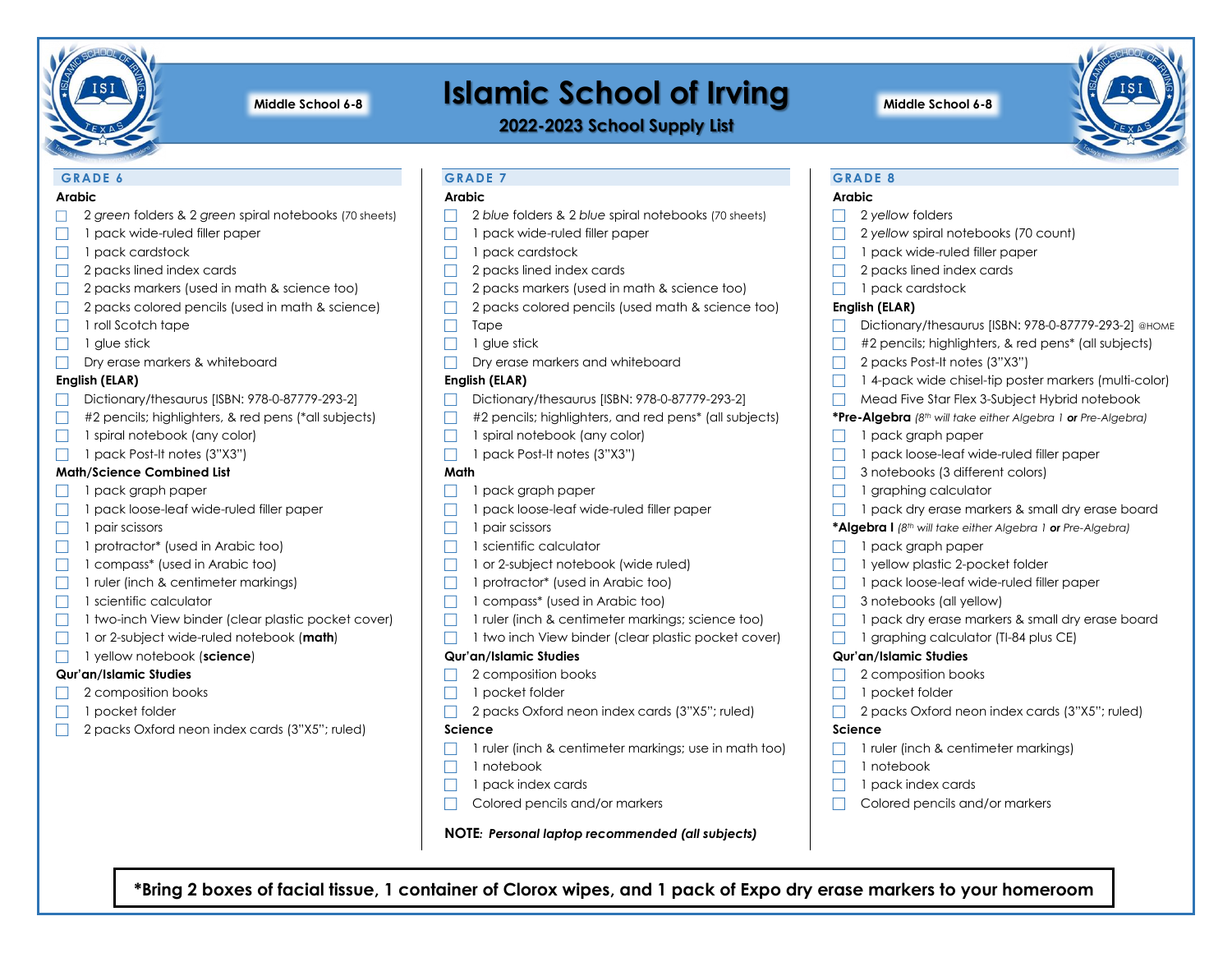# Islamic School of Irving

**Middle School 6-8**

## 2022-2023 School Supply List

## GRADE 6

### Arabic

- [ ] 2 *green* folders & 2 *green* spiral notebooks (70 sheets)
- [ ] 1 pack wide-ruled filler paper
- [ ] 1 pack cardstock
- [ ] 2 packs lined index cards
- [ ] 2 packs markers (used in math & science too)
- [ ] 2 packs colored pencils (used in math & science)
- [ ] 1 roll Scotch tape
- [ ] 1 glue stick
- [ ] Dry erase markers & whiteboard

### English (ELAR)

- [ ] Dictionary/thesaurus [ISBN: 978-0-87779-293-2]
- [ ] #2 pencils; highlighters, & red pens (*all subjects)
- [ ] 1 spiral notebook (any color)
- [ ] 1 pack Post-It notes (3"X3")

### Math/Science Combined List

- [ ] 1 pack graph paper
- [ ] 1 pack loose-leaf wide-ruled filler paper
- [ ] 1 pair scissors
- [ ] 1 protractor* (used in Arabic too)
- [ ] 1 compass* (used in Arabic too)
- [ ] 1 ruler (inch & centimeter markings)
- [ ] 1 scientific calculator
- [ ] 1 two-inch View binder (clear plastic pocket cover)
- [ ] 1 or 2-subject wide-ruled notebook (**math**)
- [ ] 1 yellow notebook (**science**)

### Qur'an/Islamic Studies

- [ ] 2 composition books
- [ ] 1 pocket folder
- [ ] 2 packs Oxford neon index cards (3"X5"; ruled)

## GRADE 7

### Arabic

- [ ] 2 *blue* folders & 2 *blue* spiral notebooks (70 sheets)
- [ ] 1 pack wide-ruled filler paper
- [ ] 1 pack cardstock
- [ ] 2 packs lined index cards
- [ ] 2 packs markers (used in math & science too)
- [ ] 2 packs colored pencils (used math & science too)
- [ ] Tape
- [ ] 1 glue stick
- [ ] Dry erase markers and whiteboard

### English (ELAR)

- [ ] Dictionary/thesaurus [ISBN: 978-0-87779-293-2]
- [ ] #2 pencils; highlighters, and red pens* (all subjects)
- [ ] 1 spiral notebook (any color)
- [ ] 1 pack Post-It notes (3"X3")

### Math

- [ ] 1 pack graph paper
- [ ] 1 pack loose-leaf wide-ruled filler paper
- [ ] 1 pair scissors
- [ ] 1 scientific calculator
- [ ] 1 or 2-subject notebook (wide ruled)
- [ ] 1 protractor* (used in Arabic too)
- [ ] 1 compass* (used in Arabic too)
- [ ] 1 ruler (inch & centimeter markings; science too)
- [ ] 1 two inch View binder (clear plastic pocket cover)

### Qur'an/Islamic Studies

- [ ] 2 composition books
- [ ] 1 pocket folder
- [ ] 2 packs Oxford neon index cards (3"X5"; ruled)

### Science

- [ ] 1 ruler (inch & centimeter markings; use in math too)
- [ ] 1 notebook
- [ ] 1 pack index cards
- [ ] Colored pencils and/or markers

**NOTE:** ***Personal laptop recommended (all subjects)***

## GRADE 8

### Arabic

- [ ] 2 *yellow* folders
- [ ] 2 *yellow* spiral notebooks (70 count)
- [ ] 1 pack wide-ruled filler paper
- [ ] 2 packs lined index cards
- [ ] 1 pack cardstock

### English (ELAR)

- [ ] Dictionary/thesaurus [ISBN: 978-0-87779-293-2] @HOME
- [ ] #2 pencils; highlighters, & red pens* (all subjects)
- [ ] 2 packs Post-It notes (3"X3")
- [ ] 1 4-pack wide chisel-tip poster markers (multi-color)
- [ ] Mead Five Star Flex 3-Subject Hybrid notebook

### *Pre-Algebra *(8th will take either Algebra 1 **or** Pre-Algebra)*

- [ ] 1 pack graph paper
- [ ] 1 pack loose-leaf wide-ruled filler paper
- [ ] 3 notebooks (3 different colors)
- [ ] 1 graphing calculator
- [ ] 1 pack dry erase markers & small dry erase board

### *Algebra I *(8th will take either Algebra 1 **or** Pre-Algebra)*

- [ ] 1 pack graph paper
- [ ] 1 yellow plastic 2-pocket folder
- [ ] 1 pack loose-leaf wide-ruled filler paper
- [ ] 3 notebooks (all yellow)
- [ ] 1 pack dry erase markers & small dry erase board
- [ ] 1 graphing calculator (TI-84 plus CE)

### Qur'an/Islamic Studies

- [ ] 2 composition books
- [ ] 1 pocket folder
- [ ] 2 packs Oxford neon index cards (3"X5"; ruled)

### Science

- [ ] 1 ruler (inch & centimeter markings)
- [ ] 1 notebook
- [ ] 1 pack index cards
- [ ] Colored pencils and/or markers

---

**\*Bring 2 boxes of facial tissue, 1 container of Clorox wipes, and 1 pack of Expo dry erase markers to your homeroom**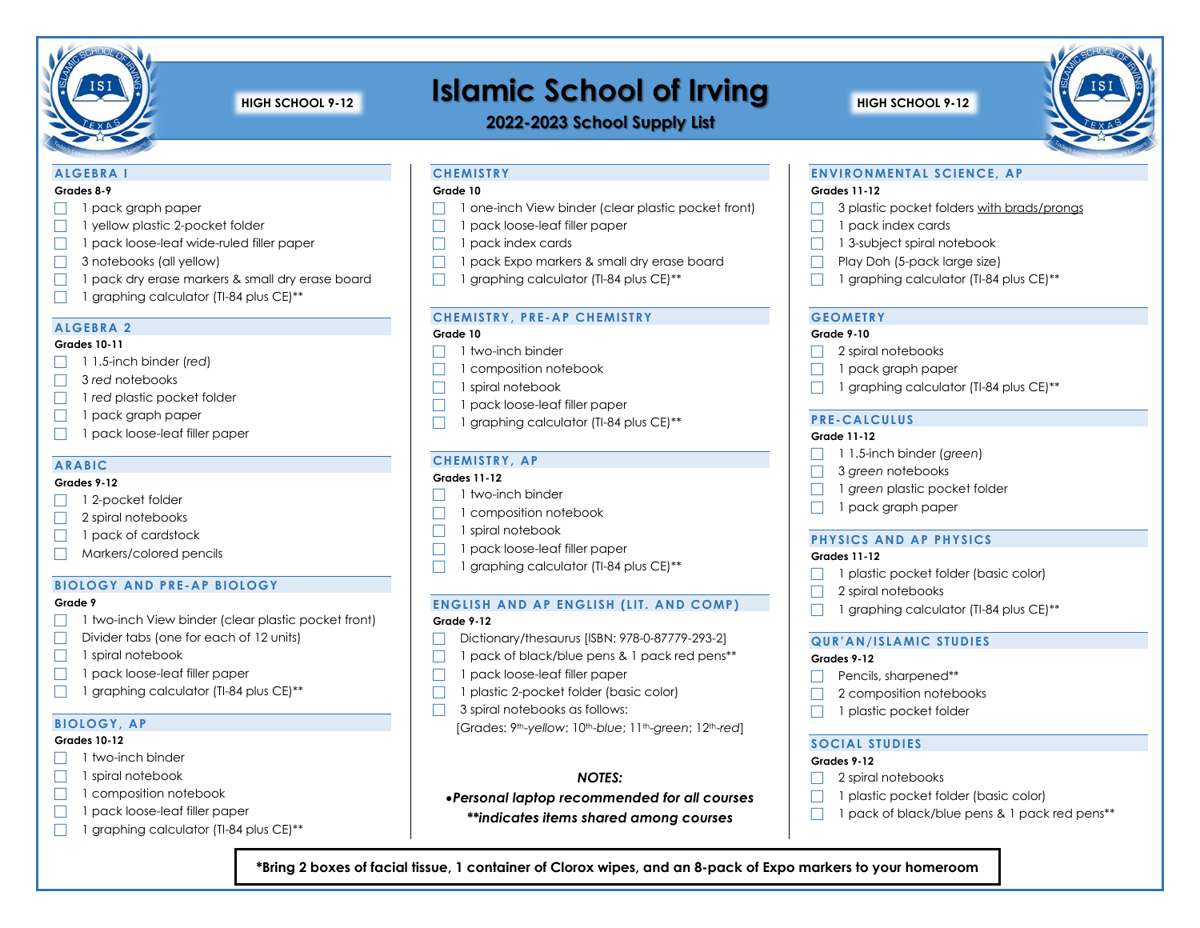# Islamic School of Irving

**HIGH SCHOOL 9-12**

## 2022-2023 School Supply List

### ALGEBRA I
**Grades 8-9**
- ☐ 1 pack graph paper
- ☐ 1 yellow plastic 2-pocket folder
- ☐ 1 pack loose-leaf wide-ruled filler paper
- ☐ 3 notebooks (all yellow)
- ☐ 1 pack dry erase markers & small dry erase board
- ☐ 1 graphing calculator (TI-84 plus CE)**

### ALGEBRA 2
**Grades 10-11**
- ☐ 1 1.5-inch binder (*red*)
- ☐ 3 *red* notebooks
- ☐ 1 *red* plastic pocket folder
- ☐ 1 pack graph paper
- ☐ 1 pack loose-leaf filler paper

### ARABIC
**Grades 9-12**
- ☐ 1 2-pocket folder
- ☐ 2 spiral notebooks
- ☐ 1 pack of cardstock
- ☐ Markers/colored pencils

### BIOLOGY AND PRE-AP BIOLOGY
**Grade 9**
- ☐ 1 two-inch View binder (clear plastic pocket front)
- ☐ Divider tabs (one for each of 12 units)
- ☐ 1 spiral notebook
- ☐ 1 pack loose-leaf filler paper
- ☐ 1 graphing calculator (TI-84 plus CE)**

### BIOLOGY, AP
**Grades 10-12**
- ☐ 1 two-inch binder
- ☐ 1 spiral notebook
- ☐ 1 composition notebook
- ☐ 1 pack loose-leaf filler paper
- ☐ 1 graphing calculator (TI-84 plus CE)**

### CHEMISTRY
**Grade 10**
- ☐ 1 one-inch View binder (clear plastic pocket front)
- ☐ 1 pack loose-leaf filler paper
- ☐ 1 pack index cards
- ☐ 1 pack Expo markers & small dry erase board
- ☐ 1 graphing calculator (TI-84 plus CE)**

### CHEMISTRY, PRE-AP CHEMISTRY
**Grade 10**
- ☐ 1 two-inch binder
- ☐ 1 composition notebook
- ☐ 1 spiral notebook
- ☐ 1 pack loose-leaf filler paper
- ☐ 1 graphing calculator (TI-84 plus CE)**

### CHEMISTRY, AP
**Grades 11-12**
- ☐ 1 two-inch binder
- ☐ 1 composition notebook
- ☐ 1 spiral notebook
- ☐ 1 pack loose-leaf filler paper
- ☐ 1 graphing calculator (TI-84 plus CE)**

### ENGLISH AND AP ENGLISH (LIT. AND COMP)
**Grade 9-12**
- ☐ Dictionary/thesaurus [ISBN: 978-0-87779-293-2]
- ☐ 1 pack of black/blue pens & 1 pack red pens**
- ☐ 1 pack loose-leaf filler paper
- ☐ 1 plastic 2-pocket folder (basic color)
- ☐ 3 spiral notebooks as follows:
  [Grades: 9th-*yellow*; 10th-*blue*; 11th-*green*; 12th-*red*]

***NOTES:***
- ***Personal laptop recommended for all courses***
- *****indicates items shared among courses***

### ENVIRONMENTAL SCIENCE, AP
**Grades 11-12**
- ☐ 3 plastic pocket folders with brads/prongs
- ☐ 1 pack index cards
- ☐ 1 3-subject spiral notebook
- ☐ Play Doh (5-pack large size)
- ☐ 1 graphing calculator (TI-84 plus CE)**

### GEOMETRY
**Grade 9-10**
- ☐ 2 spiral notebooks
- ☐ 1 pack graph paper
- ☐ 1 graphing calculator (TI-84 plus CE)**

### PRE-CALCULUS
**Grade 11-12**
- ☐ 1 1.5-inch binder (*green*)
- ☐ 3 *green* notebooks
- ☐ 1 *green* plastic pocket folder
- ☐ 1 pack graph paper

### PHYSICS AND AP PHYSICS
**Grades 11-12**
- ☐ 1 plastic pocket folder (basic color)
- ☐ 2 spiral notebooks
- ☐ 1 graphing calculator (TI-84 plus CE)**

### QUR'AN/ISLAMIC STUDIES
**Grades 9-12**
- ☐ Pencils, sharpened**
- ☐ 2 composition notebooks
- ☐ 1 plastic pocket folder

### SOCIAL STUDIES
**Grades 9-12**
- ☐ 2 spiral notebooks
- ☐ 1 plastic pocket folder (basic color)
- ☐ 1 pack of black/blue pens & 1 pack red pens**

**\*Bring 2 boxes of facial tissue, 1 container of Clorox wipes, and an 8-pack of Expo markers to your homeroom**